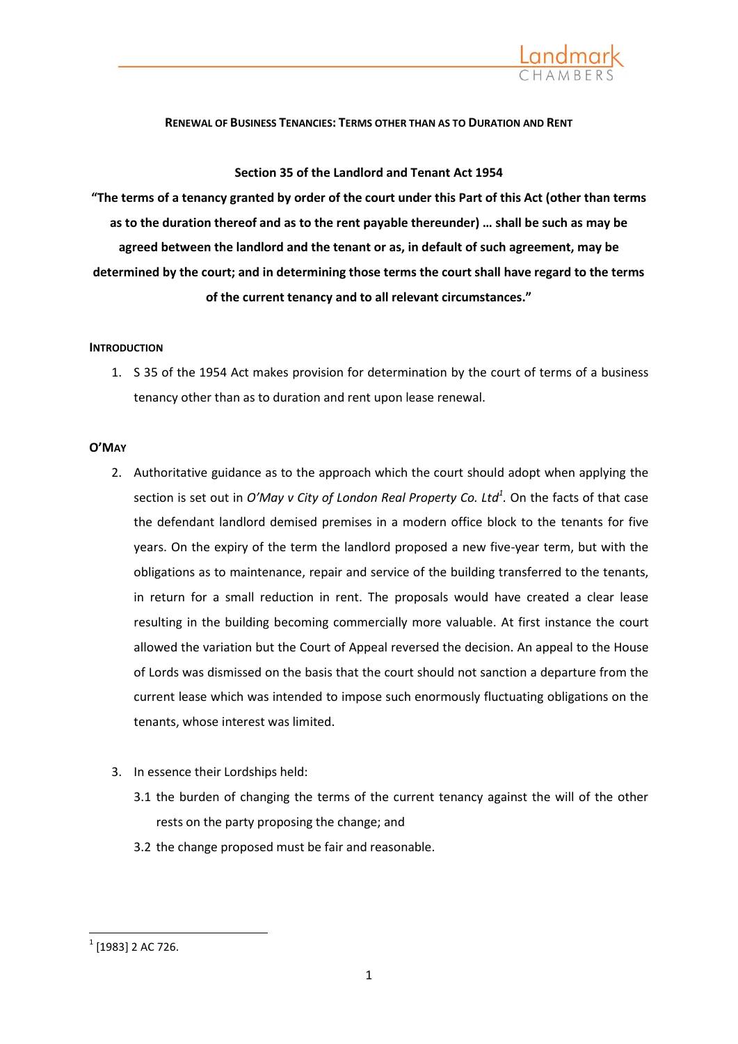## Renewal of Business Tenancies: Terms other than as to Duration and Rent

**Section 35 of the Landlord and Tenant Act 1954**

**"The terms of a tenancy granted by order of the court under this Part of this Act (other than terms as to the duration thereof and as to the rent payable thereunder) … shall be such as may be agreed between the landlord and the tenant or as, in default of such agreement, may be determined by the court; and in determining those terms the court shall have regard to the terms of the current tenancy and to all relevant circumstances."**

### Introduction

1. S 35 of the 1954 Act makes provision for determination by the court of terms of a business tenancy other than as to duration and rent upon lease renewal.

### O'May

2. Authoritative guidance as to the approach which the court should adopt when applying the section is set out in *O'May v City of London Real Property Co. Ltd*[1]. On the facts of that case the defendant landlord demised premises in a modern office block to the tenants for five years. On the expiry of the term the landlord proposed a new five-year term, but with the obligations as to maintenance, repair and service of the building transferred to the tenants, in return for a small reduction in rent. The proposals would have created a clear lease resulting in the building becoming commercially more valuable. At first instance the court allowed the variation but the Court of Appeal reversed the decision. An appeal to the House of Lords was dismissed on the basis that the court should not sanction a departure from the current lease which was intended to impose such enormously fluctuating obligations on the tenants, whose interest was limited.

3. In essence their Lordships held:
    - 3.1 the burden of changing the terms of the current tenancy against the will of the other rests on the party proposing the change; and
    - 3.2 the change proposed must be fair and reasonable.

---

[1] [1983] 2 AC 726.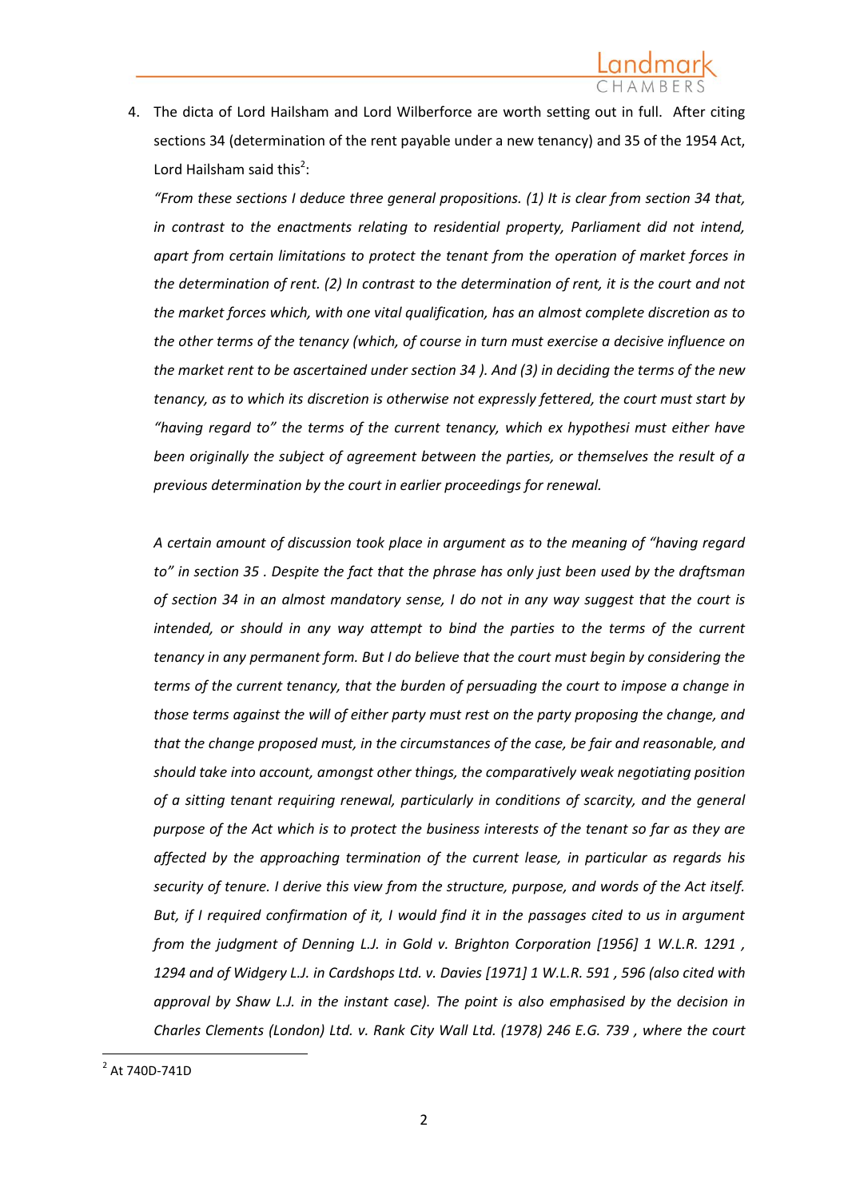4. The dicta of Lord Hailsham and Lord Wilberforce are worth setting out in full. After citing sections 34 (determination of the rent payable under a new tenancy) and 35 of the 1954 Act, Lord Hailsham said this[2]:

   *"From these sections I deduce three general propositions. (1) It is clear from section 34 that, in contrast to the enactments relating to residential property, Parliament did not intend, apart from certain limitations to protect the tenant from the operation of market forces in the determination of rent. (2) In contrast to the determination of rent, it is the court and not the market forces which, with one vital qualification, has an almost complete discretion as to the other terms of the tenancy (which, of course in turn must exercise a decisive influence on the market rent to be ascertained under section 34 ). And (3) in deciding the terms of the new tenancy, as to which its discretion is otherwise not expressly fettered, the court must start by "having regard to" the terms of the current tenancy, which ex hypothesi must either have been originally the subject of agreement between the parties, or themselves the result of a previous determination by the court in earlier proceedings for renewal.*

   *A certain amount of discussion took place in argument as to the meaning of "having regard to" in section 35 . Despite the fact that the phrase has only just been used by the draftsman of section 34 in an almost mandatory sense, I do not in any way suggest that the court is intended, or should in any way attempt to bind the parties to the terms of the current tenancy in any permanent form. But I do believe that the court must begin by considering the terms of the current tenancy, that the burden of persuading the court to impose a change in those terms against the will of either party must rest on the party proposing the change, and that the change proposed must, in the circumstances of the case, be fair and reasonable, and should take into account, amongst other things, the comparatively weak negotiating position of a sitting tenant requiring renewal, particularly in conditions of scarcity, and the general purpose of the Act which is to protect the business interests of the tenant so far as they are affected by the approaching termination of the current lease, in particular as regards his security of tenure. I derive this view from the structure, purpose, and words of the Act itself. But, if I required confirmation of it, I would find it in the passages cited to us in argument from the judgment of Denning L.J. in Gold v. Brighton Corporation [1956] 1 W.L.R. 1291 , 1294 and of Widgery L.J. in Cardshops Ltd. v. Davies [1971] 1 W.L.R. 591 , 596 (also cited with approval by Shaw L.J. in the instant case). The point is also emphasised by the decision in Charles Clements (London) Ltd. v. Rank City Wall Ltd. (1978) 246 E.G. 739 , where the court*

---

[2] At 740D-741D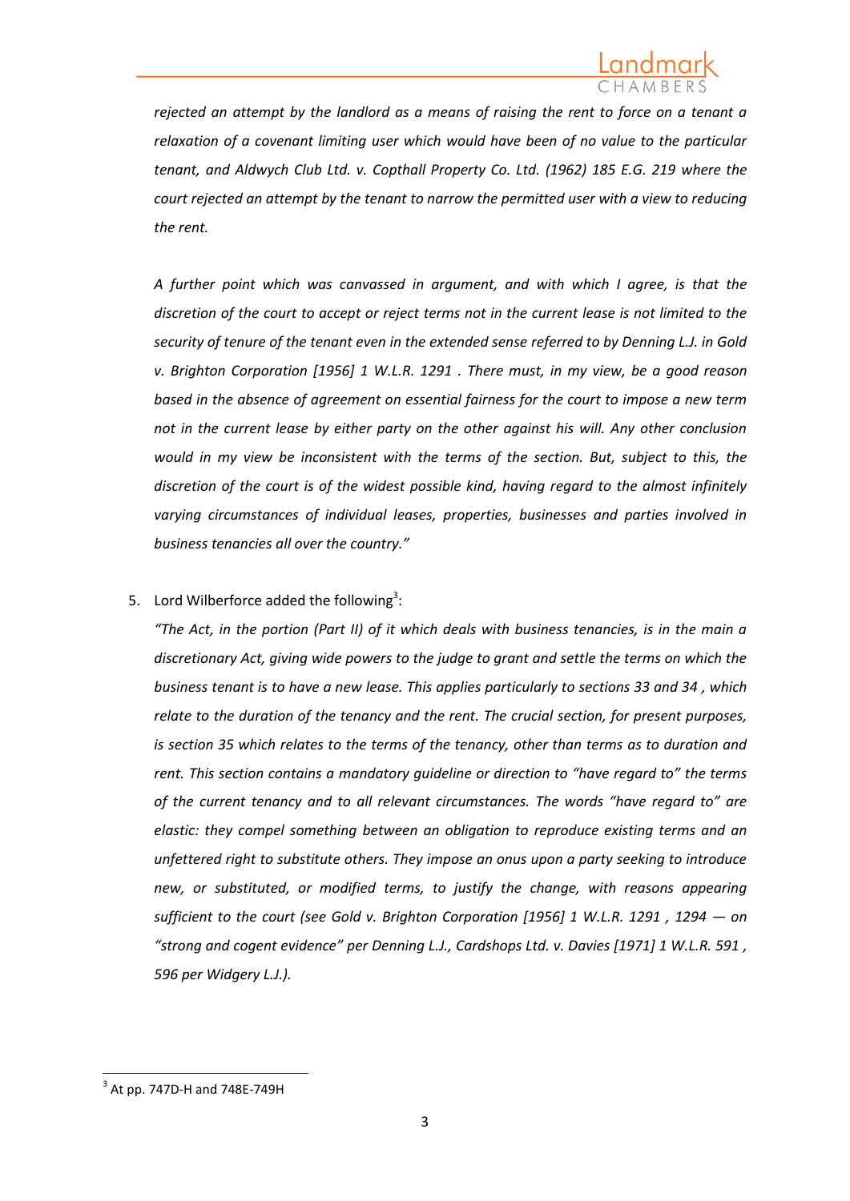*rejected an attempt by the landlord as a means of raising the rent to force on a tenant a relaxation of a covenant limiting user which would have been of no value to the particular tenant, and Aldwych Club Ltd. v. Copthall Property Co. Ltd. (1962) 185 E.G. 219 where the court rejected an attempt by the tenant to narrow the permitted user with a view to reducing the rent.*

*A further point which was canvassed in argument, and with which I agree, is that the discretion of the court to accept or reject terms not in the current lease is not limited to the security of tenure of the tenant even in the extended sense referred to by Denning L.J. in Gold v. Brighton Corporation [1956] 1 W.L.R. 1291 . There must, in my view, be a good reason based in the absence of agreement on essential fairness for the court to impose a new term not in the current lease by either party on the other against his will. Any other conclusion would in my view be inconsistent with the terms of the section. But, subject to this, the discretion of the court is of the widest possible kind, having regard to the almost infinitely varying circumstances of individual leases, properties, businesses and parties involved in business tenancies all over the country."*

5. Lord Wilberforce added the following[3]:

   *"The Act, in the portion (Part II) of it which deals with business tenancies, is in the main a discretionary Act, giving wide powers to the judge to grant and settle the terms on which the business tenant is to have a new lease. This applies particularly to sections 33 and 34 , which relate to the duration of the tenancy and the rent. The crucial section, for present purposes, is section 35 which relates to the terms of the tenancy, other than terms as to duration and rent. This section contains a mandatory guideline or direction to "have regard to" the terms of the current tenancy and to all relevant circumstances. The words "have regard to" are elastic: they compel something between an obligation to reproduce existing terms and an unfettered right to substitute others. They impose an onus upon a party seeking to introduce new, or substituted, or modified terms, to justify the change, with reasons appearing sufficient to the court (see Gold v. Brighton Corporation [1956] 1 W.L.R. 1291 , 1294 — on "strong and cogent evidence" per Denning L.J., Cardshops Ltd. v. Davies [1971] 1 W.L.R. 591 , 596 per Widgery L.J.).*

[3] At pp. 747D-H and 748E-749H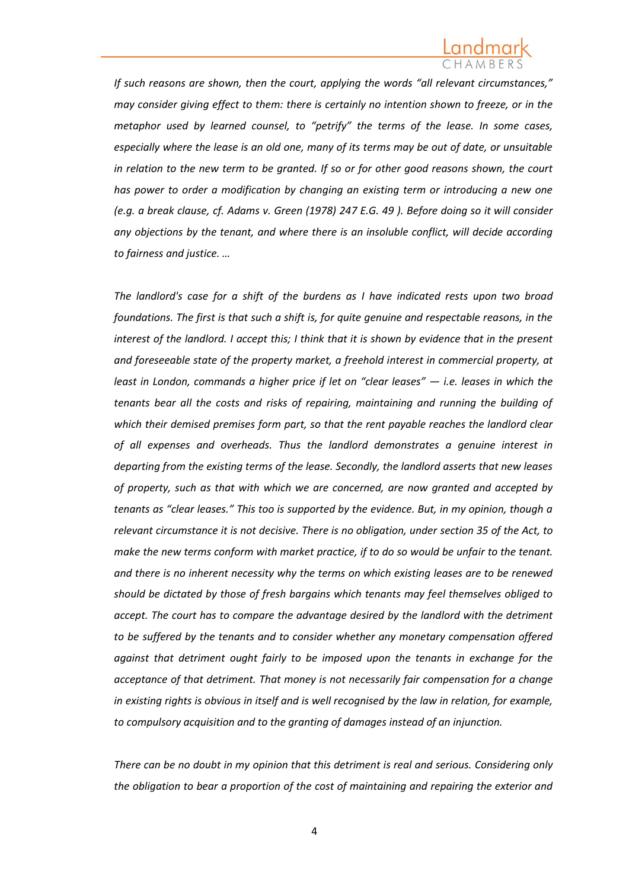*If such reasons are shown, then the court, applying the words "all relevant circumstances," may consider giving effect to them: there is certainly no intention shown to freeze, or in the metaphor used by learned counsel, to "petrify" the terms of the lease. In some cases, especially where the lease is an old one, many of its terms may be out of date, or unsuitable in relation to the new term to be granted. If so or for other good reasons shown, the court has power to order a modification by changing an existing term or introducing a new one (e.g. a break clause, cf. Adams v. Green (1978) 247 E.G. 49 ). Before doing so it will consider any objections by the tenant, and where there is an insoluble conflict, will decide according to fairness and justice. …*

*The landlord's case for a shift of the burdens as I have indicated rests upon two broad foundations. The first is that such a shift is, for quite genuine and respectable reasons, in the interest of the landlord. I accept this; I think that it is shown by evidence that in the present and foreseeable state of the property market, a freehold interest in commercial property, at least in London, commands a higher price if let on "clear leases" — i.e. leases in which the tenants bear all the costs and risks of repairing, maintaining and running the building of which their demised premises form part, so that the rent payable reaches the landlord clear of all expenses and overheads. Thus the landlord demonstrates a genuine interest in departing from the existing terms of the lease. Secondly, the landlord asserts that new leases of property, such as that with which we are concerned, are now granted and accepted by tenants as "clear leases." This too is supported by the evidence. But, in my opinion, though a relevant circumstance it is not decisive. There is no obligation, under section 35 of the Act, to make the new terms conform with market practice, if to do so would be unfair to the tenant. and there is no inherent necessity why the terms on which existing leases are to be renewed should be dictated by those of fresh bargains which tenants may feel themselves obliged to accept. The court has to compare the advantage desired by the landlord with the detriment to be suffered by the tenants and to consider whether any monetary compensation offered against that detriment ought fairly to be imposed upon the tenants in exchange for the acceptance of that detriment. That money is not necessarily fair compensation for a change in existing rights is obvious in itself and is well recognised by the law in relation, for example, to compulsory acquisition and to the granting of damages instead of an injunction.*

*There can be no doubt in my opinion that this detriment is real and serious. Considering only the obligation to bear a proportion of the cost of maintaining and repairing the exterior and*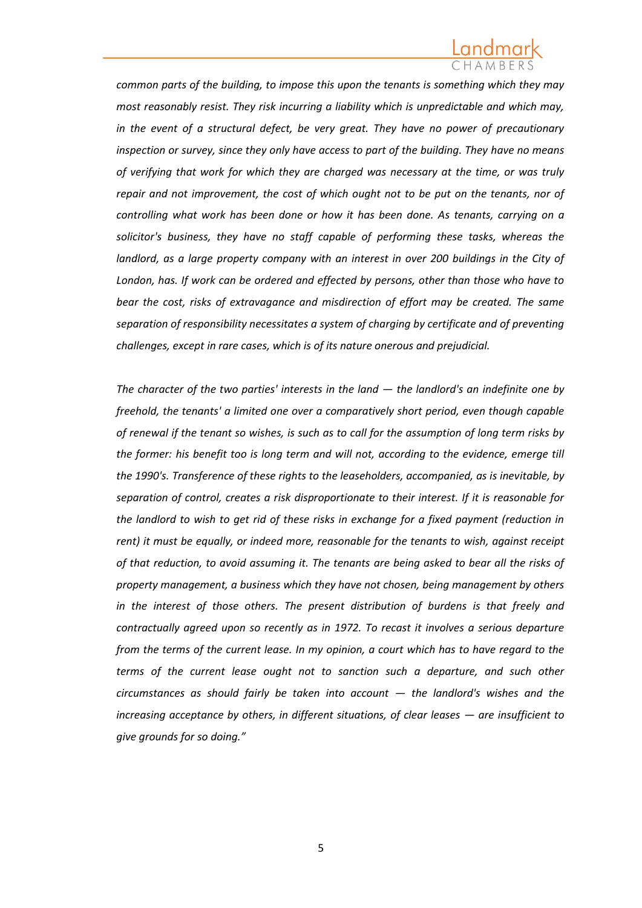*common parts of the building, to impose this upon the tenants is something which they may most reasonably resist. They risk incurring a liability which is unpredictable and which may, in the event of a structural defect, be very great. They have no power of precautionary inspection or survey, since they only have access to part of the building. They have no means of verifying that work for which they are charged was necessary at the time, or was truly repair and not improvement, the cost of which ought not to be put on the tenants, nor of controlling what work has been done or how it has been done. As tenants, carrying on a solicitor's business, they have no staff capable of performing these tasks, whereas the landlord, as a large property company with an interest in over 200 buildings in the City of London, has. If work can be ordered and effected by persons, other than those who have to bear the cost, risks of extravagance and misdirection of effort may be created. The same separation of responsibility necessitates a system of charging by certificate and of preventing challenges, except in rare cases, which is of its nature onerous and prejudicial.*

*The character of the two parties' interests in the land — the landlord's an indefinite one by freehold, the tenants' a limited one over a comparatively short period, even though capable of renewal if the tenant so wishes, is such as to call for the assumption of long term risks by the former: his benefit too is long term and will not, according to the evidence, emerge till the 1990's. Transference of these rights to the leaseholders, accompanied, as is inevitable, by separation of control, creates a risk disproportionate to their interest. If it is reasonable for the landlord to wish to get rid of these risks in exchange for a fixed payment (reduction in rent) it must be equally, or indeed more, reasonable for the tenants to wish, against receipt of that reduction, to avoid assuming it. The tenants are being asked to bear all the risks of property management, a business which they have not chosen, being management by others in the interest of those others. The present distribution of burdens is that freely and contractually agreed upon so recently as in 1972. To recast it involves a serious departure from the terms of the current lease. In my opinion, a court which has to have regard to the terms of the current lease ought not to sanction such a departure, and such other circumstances as should fairly be taken into account — the landlord's wishes and the increasing acceptance by others, in different situations, of clear leases — are insufficient to give grounds for so doing."*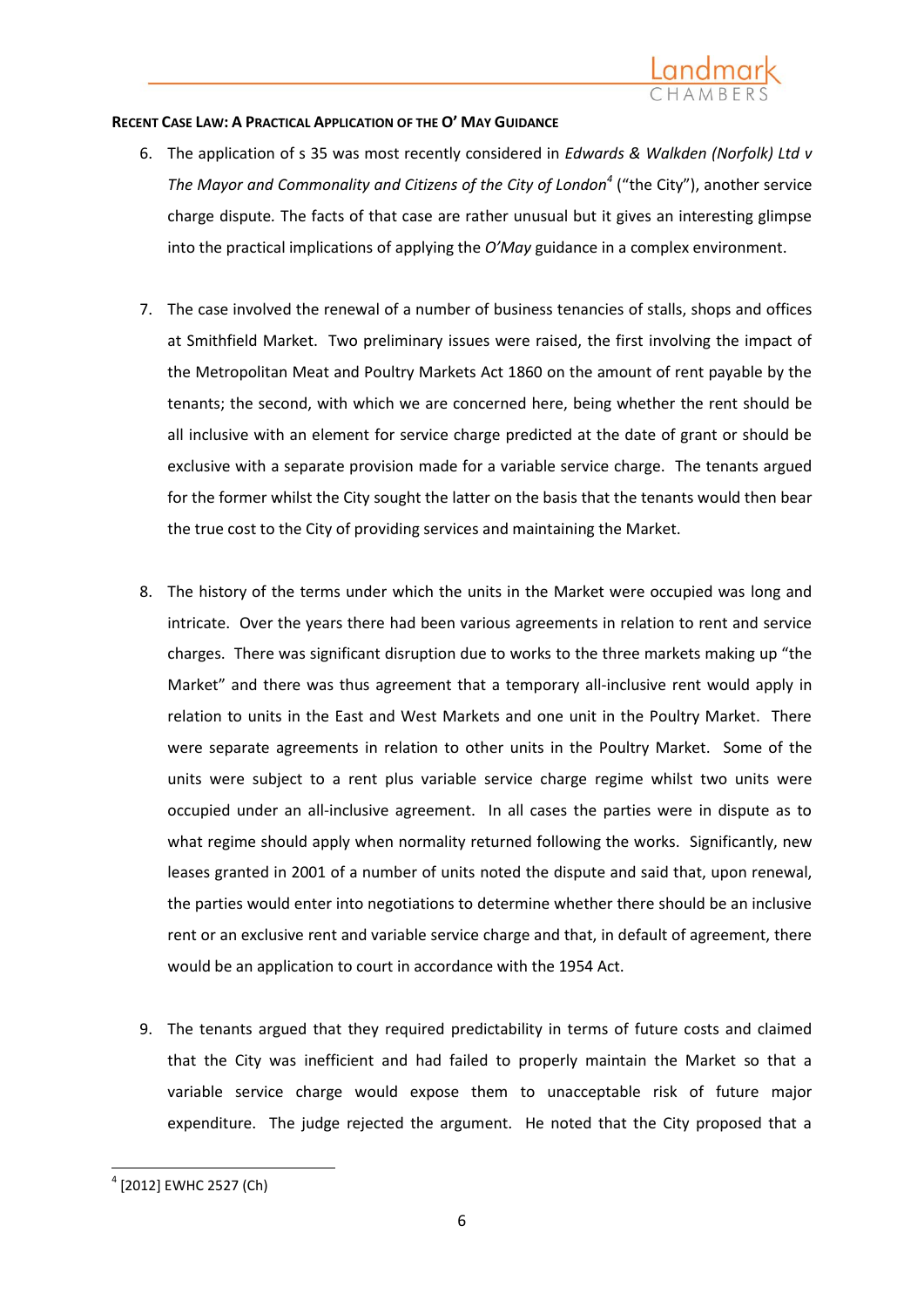**RECENT CASE LAW: A PRACTICAL APPLICATION OF THE O' MAY GUIDANCE**

6. The application of s 35 was most recently considered in *Edwards & Walkden (Norfolk) Ltd v The Mayor and Commonality and Citizens of the City of London*[4] ("the City"), another service charge dispute. The facts of that case are rather unusual but it gives an interesting glimpse into the practical implications of applying the *O'May* guidance in a complex environment.

7. The case involved the renewal of a number of business tenancies of stalls, shops and offices at Smithfield Market. Two preliminary issues were raised, the first involving the impact of the Metropolitan Meat and Poultry Markets Act 1860 on the amount of rent payable by the tenants; the second, with which we are concerned here, being whether the rent should be all inclusive with an element for service charge predicted at the date of grant or should be exclusive with a separate provision made for a variable service charge. The tenants argued for the former whilst the City sought the latter on the basis that the tenants would then bear the true cost to the City of providing services and maintaining the Market.

8. The history of the terms under which the units in the Market were occupied was long and intricate. Over the years there had been various agreements in relation to rent and service charges. There was significant disruption due to works to the three markets making up "the Market" and there was thus agreement that a temporary all-inclusive rent would apply in relation to units in the East and West Markets and one unit in the Poultry Market. There were separate agreements in relation to other units in the Poultry Market. Some of the units were subject to a rent plus variable service charge regime whilst two units were occupied under an all-inclusive agreement. In all cases the parties were in dispute as to what regime should apply when normality returned following the works. Significantly, new leases granted in 2001 of a number of units noted the dispute and said that, upon renewal, the parties would enter into negotiations to determine whether there should be an inclusive rent or an exclusive rent and variable service charge and that, in default of agreement, there would be an application to court in accordance with the 1954 Act.

9. The tenants argued that they required predictability in terms of future costs and claimed that the City was inefficient and had failed to properly maintain the Market so that a variable service charge would expose them to unacceptable risk of future major expenditure. The judge rejected the argument. He noted that the City proposed that a

---

[4] [2012] EWHC 2527 (Ch)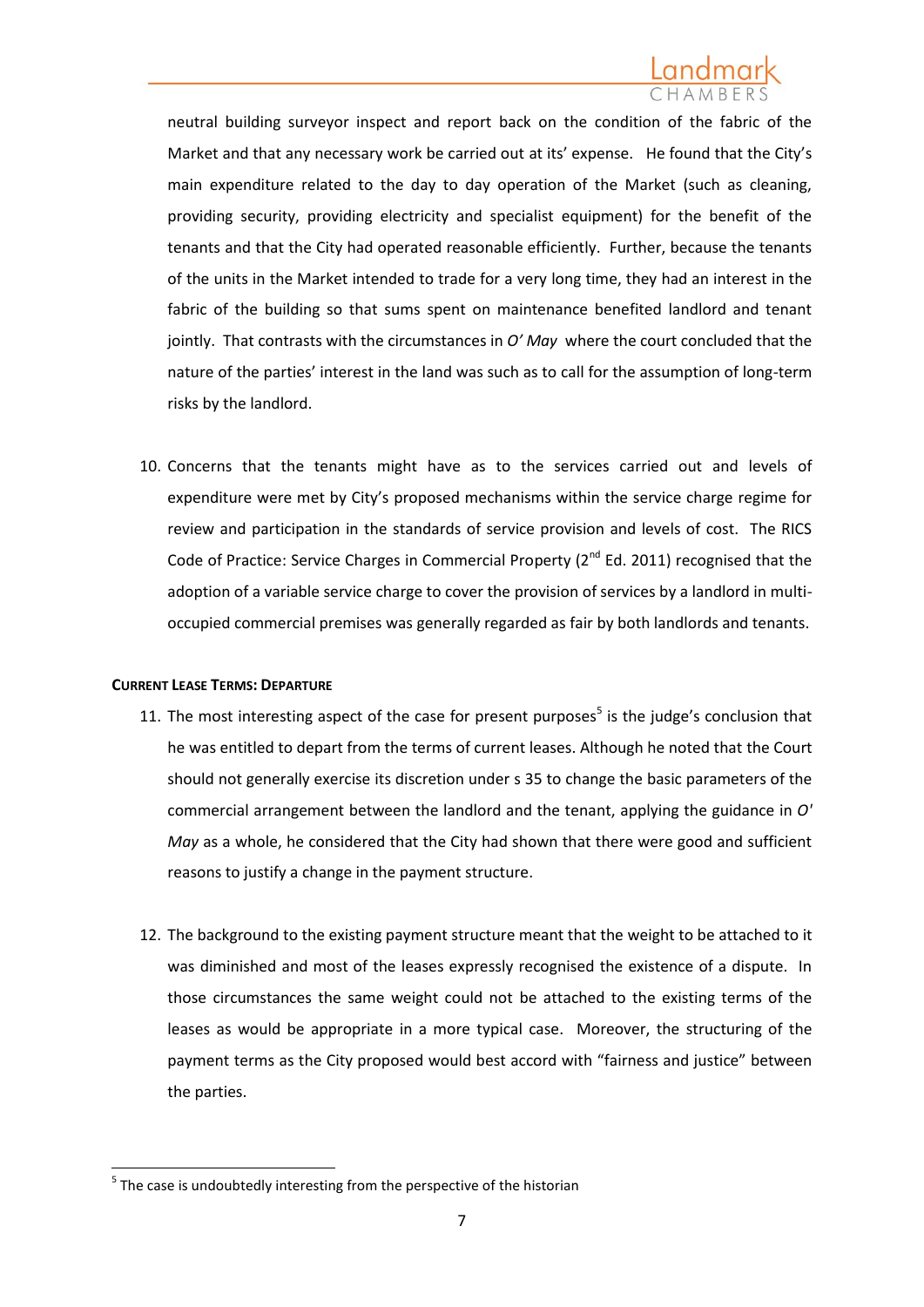neutral building surveyor inspect and report back on the condition of the fabric of the Market and that any necessary work be carried out at its' expense. He found that the City's main expenditure related to the day to day operation of the Market (such as cleaning, providing security, providing electricity and specialist equipment) for the benefit of the tenants and that the City had operated reasonable efficiently. Further, because the tenants of the units in the Market intended to trade for a very long time, they had an interest in the fabric of the building so that sums spent on maintenance benefited landlord and tenant jointly. That contrasts with the circumstances in *O' May* where the court concluded that the nature of the parties' interest in the land was such as to call for the assumption of long-term risks by the landlord.

10. Concerns that the tenants might have as to the services carried out and levels of expenditure were met by City's proposed mechanisms within the service charge regime for review and participation in the standards of service provision and levels of cost. The RICS Code of Practice: Service Charges in Commercial Property (2nd Ed. 2011) recognised that the adoption of a variable service charge to cover the provision of services by a landlord in multi-occupied commercial premises was generally regarded as fair by both landlords and tenants.

**CURRENT LEASE TERMS: DEPARTURE**

11. The most interesting aspect of the case for present purposes[5] is the judge's conclusion that he was entitled to depart from the terms of current leases. Although he noted that the Court should not generally exercise its discretion under s 35 to change the basic parameters of the commercial arrangement between the landlord and the tenant, applying the guidance in *O' May* as a whole, he considered that the City had shown that there were good and sufficient reasons to justify a change in the payment structure.

12. The background to the existing payment structure meant that the weight to be attached to it was diminished and most of the leases expressly recognised the existence of a dispute. In those circumstances the same weight could not be attached to the existing terms of the leases as would be appropriate in a more typical case. Moreover, the structuring of the payment terms as the City proposed would best accord with "fairness and justice" between the parties.

[5] The case is undoubtedly interesting from the perspective of the historian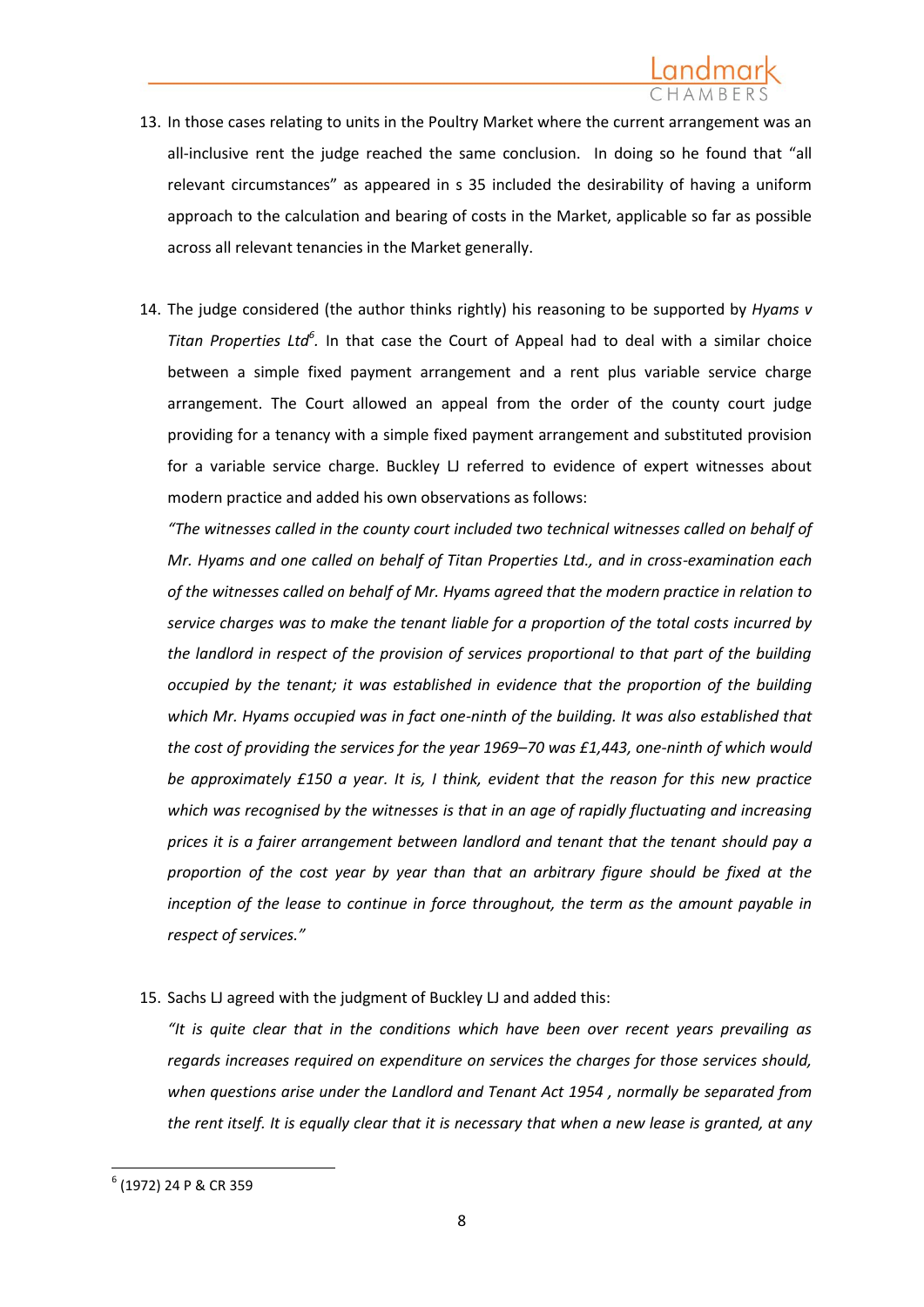13. In those cases relating to units in the Poultry Market where the current arrangement was an all-inclusive rent the judge reached the same conclusion. In doing so he found that "all relevant circumstances" as appeared in s 35 included the desirability of having a uniform approach to the calculation and bearing of costs in the Market, applicable so far as possible across all relevant tenancies in the Market generally.

14. The judge considered (the author thinks rightly) his reasoning to be supported by *Hyams v Titan Properties Ltd*[6]. In that case the Court of Appeal had to deal with a similar choice between a simple fixed payment arrangement and a rent plus variable service charge arrangement. The Court allowed an appeal from the order of the county court judge providing for a tenancy with a simple fixed payment arrangement and substituted provision for a variable service charge. Buckley LJ referred to evidence of expert witnesses about modern practice and added his own observations as follows:

    *"The witnesses called in the county court included two technical witnesses called on behalf of Mr. Hyams and one called on behalf of Titan Properties Ltd., and in cross-examination each of the witnesses called on behalf of Mr. Hyams agreed that the modern practice in relation to service charges was to make the tenant liable for a proportion of the total costs incurred by the landlord in respect of the provision of services proportional to that part of the building occupied by the tenant; it was established in evidence that the proportion of the building which Mr. Hyams occupied was in fact one-ninth of the building. It was also established that the cost of providing the services for the year 1969–70 was £1,443, one-ninth of which would be approximately £150 a year. It is, I think, evident that the reason for this new practice which was recognised by the witnesses is that in an age of rapidly fluctuating and increasing prices it is a fairer arrangement between landlord and tenant that the tenant should pay a proportion of the cost year by year than that an arbitrary figure should be fixed at the inception of the lease to continue in force throughout, the term as the amount payable in respect of services."*

15. Sachs LJ agreed with the judgment of Buckley LJ and added this:

    *"It is quite clear that in the conditions which have been over recent years prevailing as regards increases required on expenditure on services the charges for those services should, when questions arise under the Landlord and Tenant Act 1954 , normally be separated from the rent itself. It is equally clear that it is necessary that when a new lease is granted, at any*

[6] (1972) 24 P & CR 359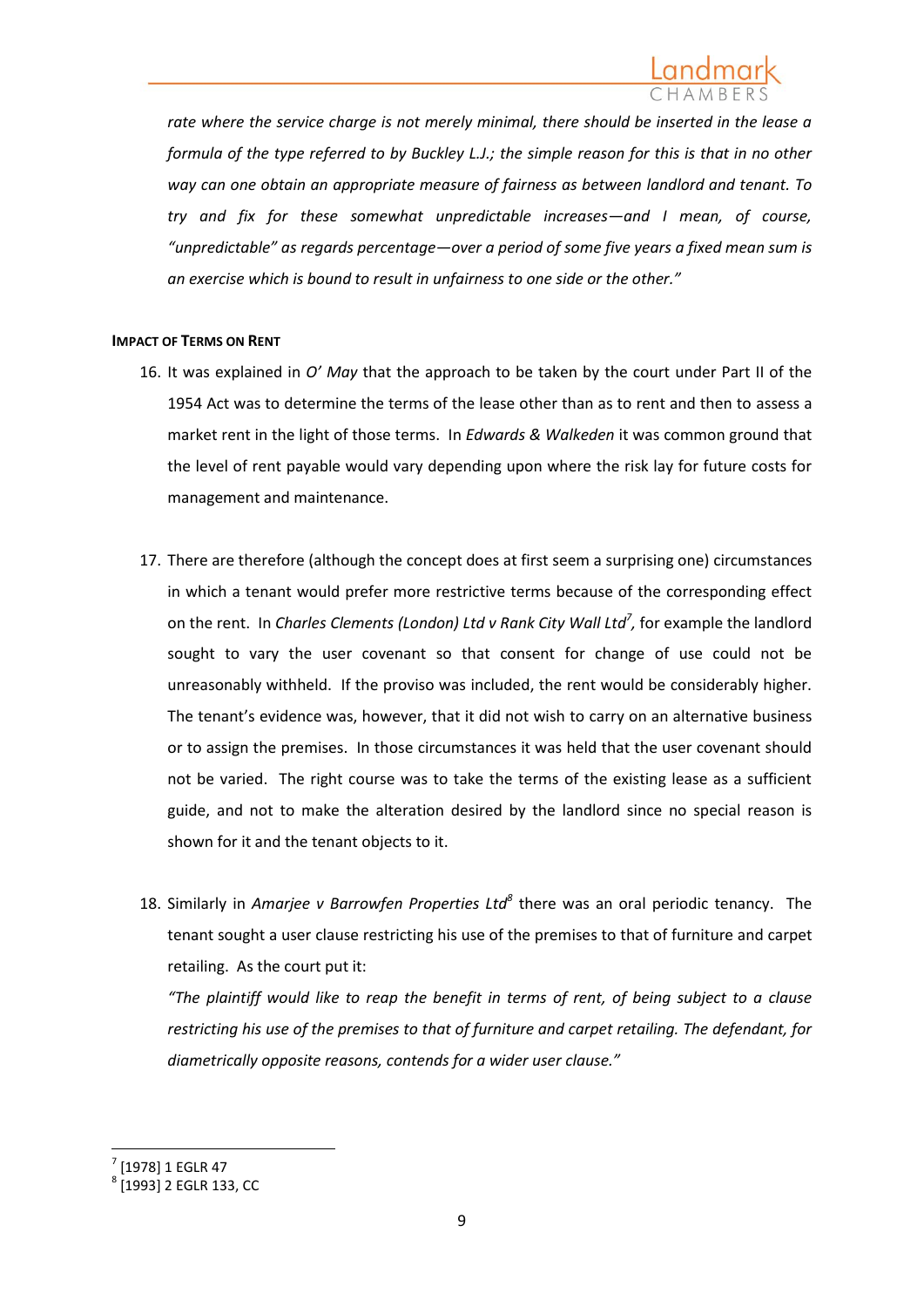*rate where the service charge is not merely minimal, there should be inserted in the lease a formula of the type referred to by Buckley L.J.; the simple reason for this is that in no other way can one obtain an appropriate measure of fairness as between landlord and tenant. To try and fix for these somewhat unpredictable increases—and I mean, of course, "unpredictable" as regards percentage—over a period of some five years a fixed mean sum is an exercise which is bound to result in unfairness to one side or the other."*

**IMPACT OF TERMS ON RENT**

16. It was explained in *O' May* that the approach to be taken by the court under Part II of the 1954 Act was to determine the terms of the lease other than as to rent and then to assess a market rent in the light of those terms. In *Edwards & Walkeden* it was common ground that the level of rent payable would vary depending upon where the risk lay for future costs for management and maintenance.

17. There are therefore (although the concept does at first seem a surprising one) circumstances in which a tenant would prefer more restrictive terms because of the corresponding effect on the rent. In *Charles Clements (London) Ltd v Rank City Wall Ltd*[7], for example the landlord sought to vary the user covenant so that consent for change of use could not be unreasonably withheld. If the proviso was included, the rent would be considerably higher. The tenant's evidence was, however, that it did not wish to carry on an alternative business or to assign the premises. In those circumstances it was held that the user covenant should not be varied. The right course was to take the terms of the existing lease as a sufficient guide, and not to make the alteration desired by the landlord since no special reason is shown for it and the tenant objects to it.

18. Similarly in *Amarjee v Barrowfen Properties Ltd*[8] there was an oral periodic tenancy. The tenant sought a user clause restricting his use of the premises to that of furniture and carpet retailing. As the court put it:

*"The plaintiff would like to reap the benefit in terms of rent, of being subject to a clause restricting his use of the premises to that of furniture and carpet retailing. The defendant, for diametrically opposite reasons, contends for a wider user clause."*

---

[7] [1978] 1 EGLR 47

[8] [1993] 2 EGLR 133, CC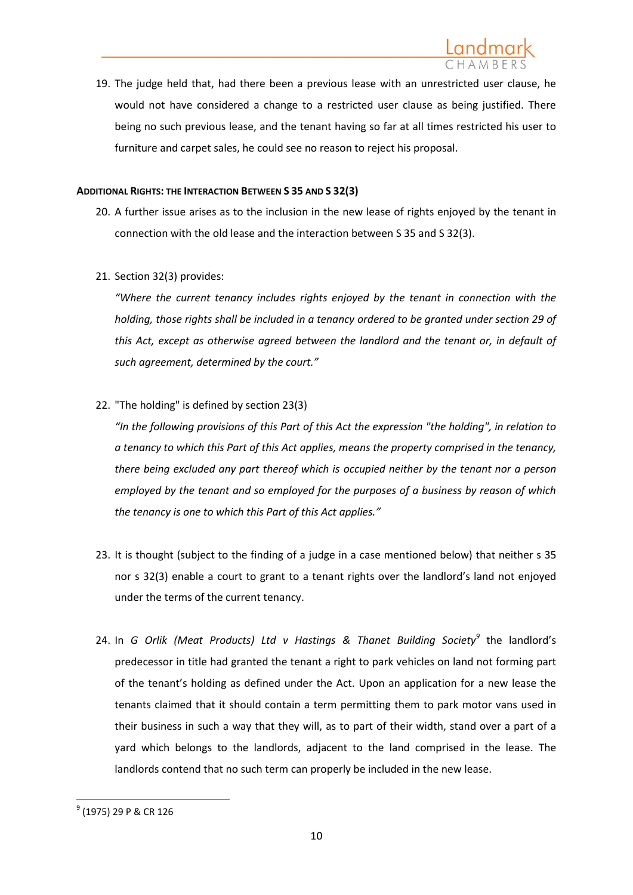19. The judge held that, had there been a previous lease with an unrestricted user clause, he would not have considered a change to a restricted user clause as being justified. There being no such previous lease, and the tenant having so far at all times restricted his user to furniture and carpet sales, he could see no reason to reject his proposal.

#### ADDITIONAL RIGHTS: THE INTERACTION BETWEEN S 35 AND S 32(3)

20. A further issue arises as to the inclusion in the new lease of rights enjoyed by the tenant in connection with the old lease and the interaction between S 35 and S 32(3).

21. Section 32(3) provides:

    *"Where the current tenancy includes rights enjoyed by the tenant in connection with the holding, those rights shall be included in a tenancy ordered to be granted under section 29 of this Act, except as otherwise agreed between the landlord and the tenant or, in default of such agreement, determined by the court."*

22. "The holding" is defined by section 23(3)

    *"In the following provisions of this Part of this Act the expression "the holding", in relation to a tenancy to which this Part of this Act applies, means the property comprised in the tenancy, there being excluded any part thereof which is occupied neither by the tenant nor a person employed by the tenant and so employed for the purposes of a business by reason of which the tenancy is one to which this Part of this Act applies."*

23. It is thought (subject to the finding of a judge in a case mentioned below) that neither s 35 nor s 32(3) enable a court to grant to a tenant rights over the landlord's land not enjoyed under the terms of the current tenancy.

24. In *G Orlik (Meat Products) Ltd v Hastings & Thanet Building Society*[9] the landlord's predecessor in title had granted the tenant a right to park vehicles on land not forming part of the tenant's holding as defined under the Act. Upon an application for a new lease the tenants claimed that it should contain a term permitting them to park motor vans used in their business in such a way that they will, as to part of their width, stand over a part of a yard which belongs to the landlords, adjacent to the land comprised in the lease. The landlords contend that no such term can properly be included in the new lease.

---

[9] (1975) 29 P & CR 126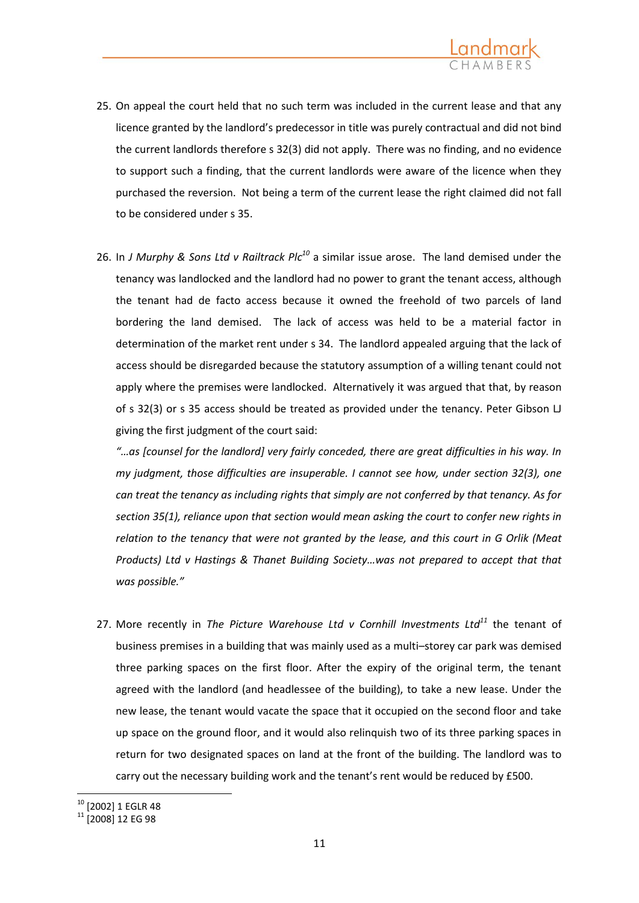25. On appeal the court held that no such term was included in the current lease and that any licence granted by the landlord's predecessor in title was purely contractual and did not bind the current landlords therefore s 32(3) did not apply. There was no finding, and no evidence to support such a finding, that the current landlords were aware of the licence when they purchased the reversion. Not being a term of the current lease the right claimed did not fall to be considered under s 35.

26. In *J Murphy & Sons Ltd v Railtrack Plc*[10] a similar issue arose. The land demised under the tenancy was landlocked and the landlord had no power to grant the tenant access, although the tenant had de facto access because it owned the freehold of two parcels of land bordering the land demised. The lack of access was held to be a material factor in determination of the market rent under s 34. The landlord appealed arguing that the lack of access should be disregarded because the statutory assumption of a willing tenant could not apply where the premises were landlocked. Alternatively it was argued that that, by reason of s 32(3) or s 35 access should be treated as provided under the tenancy. Peter Gibson LJ giving the first judgment of the court said:

   *"…as [counsel for the landlord] very fairly conceded, there are great difficulties in his way. In my judgment, those difficulties are insuperable. I cannot see how, under section 32(3), one can treat the tenancy as including rights that simply are not conferred by that tenancy. As for section 35(1), reliance upon that section would mean asking the court to confer new rights in relation to the tenancy that were not granted by the lease, and this court in G Orlik (Meat Products) Ltd v Hastings & Thanet Building Society…was not prepared to accept that that was possible."*

27. More recently in *The Picture Warehouse Ltd v Cornhill Investments Ltd*[11] the tenant of business premises in a building that was mainly used as a multi–storey car park was demised three parking spaces on the first floor. After the expiry of the original term, the tenant agreed with the landlord (and headlessee of the building), to take a new lease. Under the new lease, the tenant would vacate the space that it occupied on the second floor and take up space on the ground floor, and it would also relinquish two of its three parking spaces in return for two designated spaces on land at the front of the building. The landlord was to carry out the necessary building work and the tenant's rent would be reduced by £500.

---

[10] [2002] 1 EGLR 48

[11] [2008] 12 EG 98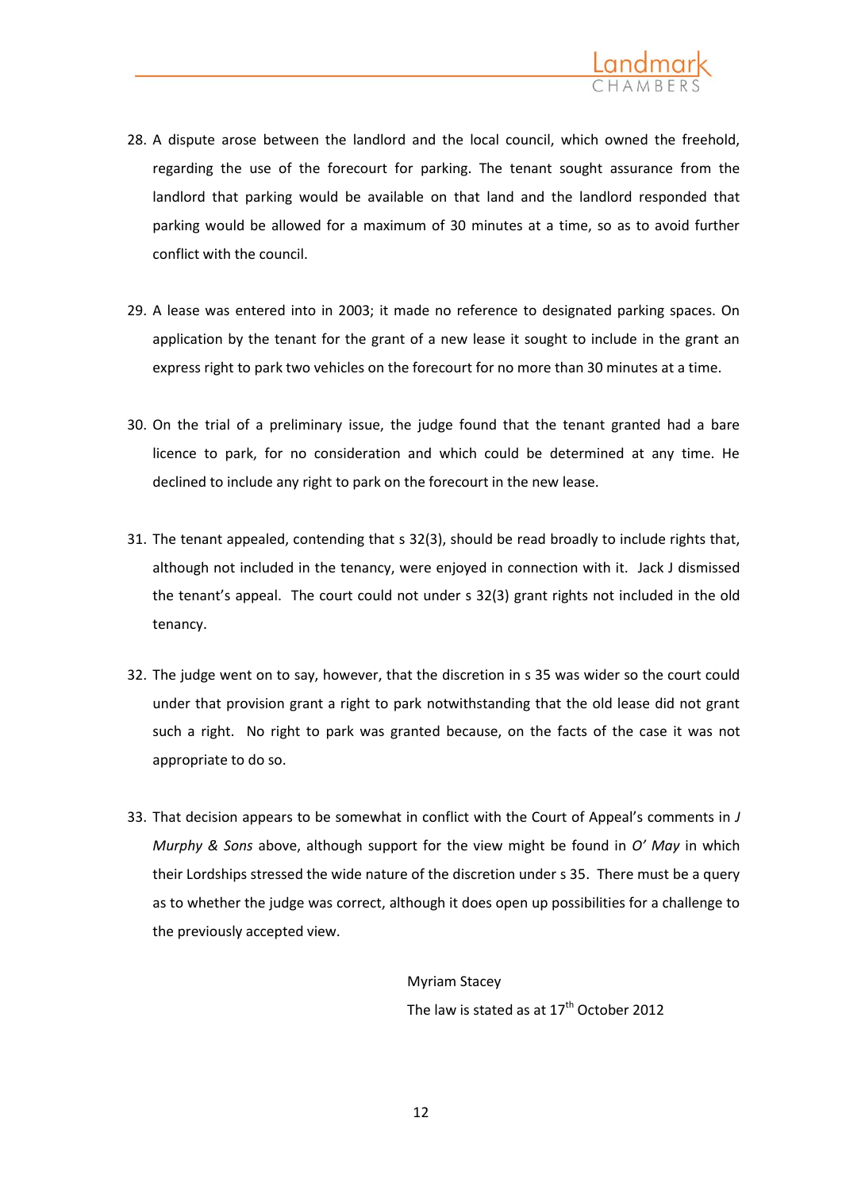28. A dispute arose between the landlord and the local council, which owned the freehold, regarding the use of the forecourt for parking. The tenant sought assurance from the landlord that parking would be available on that land and the landlord responded that parking would be allowed for a maximum of 30 minutes at a time, so as to avoid further conflict with the council.

29. A lease was entered into in 2003; it made no reference to designated parking spaces. On application by the tenant for the grant of a new lease it sought to include in the grant an express right to park two vehicles on the forecourt for no more than 30 minutes at a time.

30. On the trial of a preliminary issue, the judge found that the tenant granted had a bare licence to park, for no consideration and which could be determined at any time. He declined to include any right to park on the forecourt in the new lease.

31. The tenant appealed, contending that s 32(3), should be read broadly to include rights that, although not included in the tenancy, were enjoyed in connection with it. Jack J dismissed the tenant's appeal. The court could not under s 32(3) grant rights not included in the old tenancy.

32. The judge went on to say, however, that the discretion in s 35 was wider so the court could under that provision grant a right to park notwithstanding that the old lease did not grant such a right. No right to park was granted because, on the facts of the case it was not appropriate to do so.

33. That decision appears to be somewhat in conflict with the Court of Appeal's comments in *J Murphy & Sons* above, although support for the view might be found in *O' May* in which their Lordships stressed the wide nature of the discretion under s 35. There must be a query as to whether the judge was correct, although it does open up possibilities for a challenge to the previously accepted view.

Myriam Stacey

The law is stated as at 17th October 2012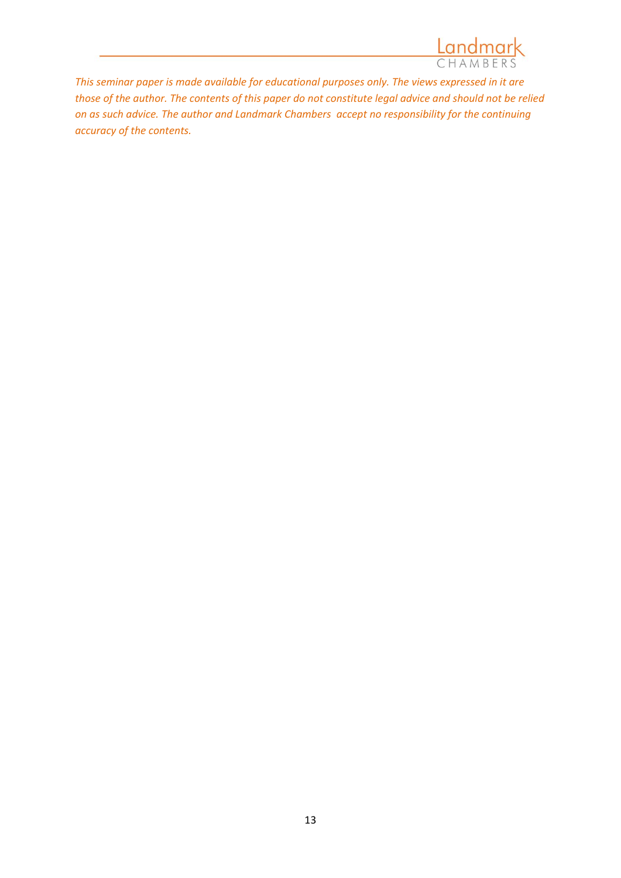*This seminar paper is made available for educational purposes only. The views expressed in it are those of the author. The contents of this paper do not constitute legal advice and should not be relied on as such advice. The author and Landmark Chambers accept no responsibility for the continuing accuracy of the contents.*